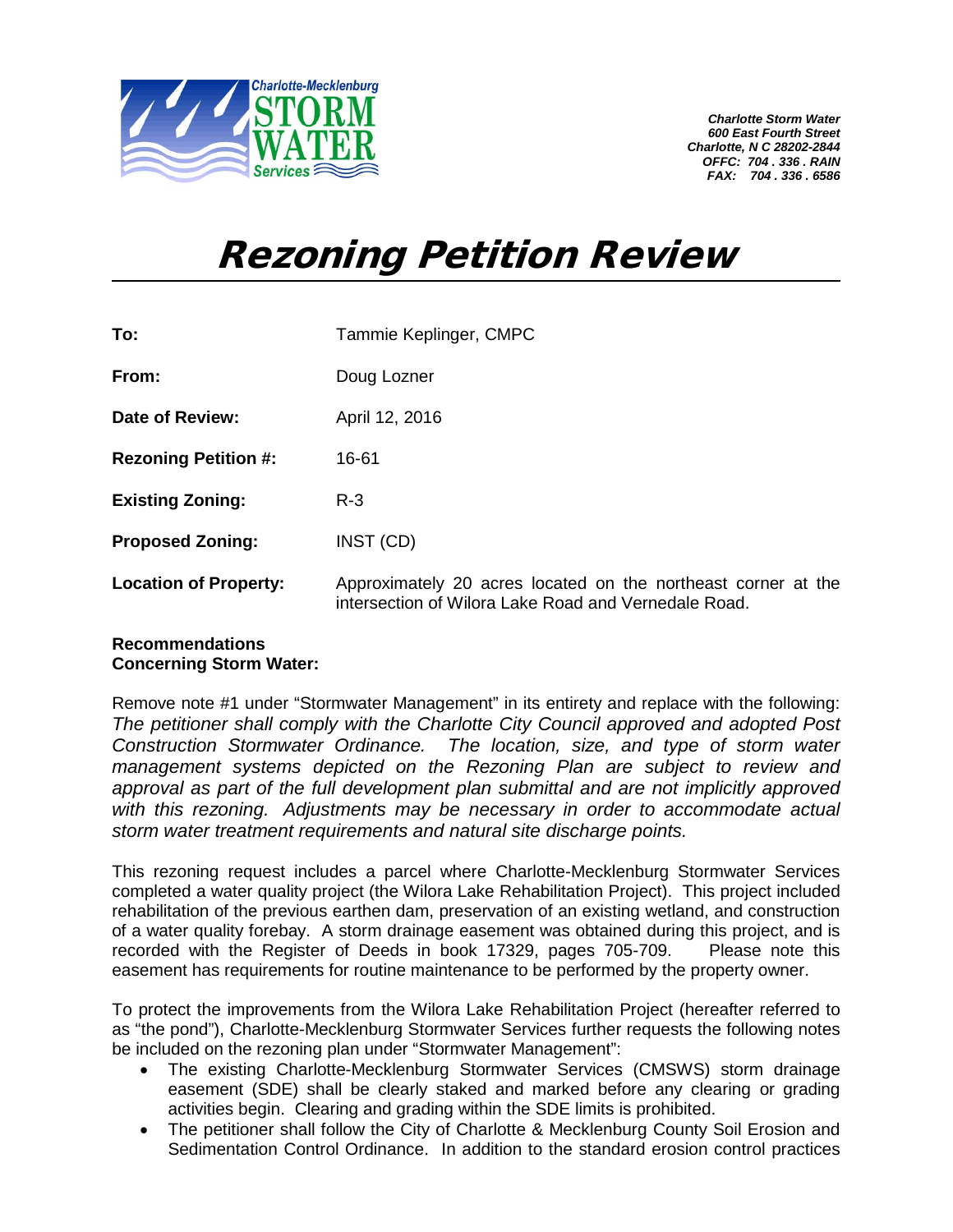Charlotte-Mecklenburg STORM WATER Services

***Charlotte Storm Water***
***600 East Fourth Street***
***Charlotte, N C 28202-2844***
***OFFC: 704 . 336 . RAIN***
***FAX: 704 . 336 . 6586***

# *Rezoning Petition Review*

| | |
|---|---|
| **To:** | Tammie Keplinger, CMPC |
| **From:** | Doug Lozner |
| **Date of Review:** | April 12, 2016 |
| **Rezoning Petition #:** | 16-61 |
| **Existing Zoning:** | R-3 |
| **Proposed Zoning:** | INST (CD) |
| **Location of Property:** | Approximately 20 acres located on the northeast corner at the intersection of Wilora Lake Road and Vernedale Road. |

**Recommendations Concerning Storm Water:**

Remove note #1 under "Stormwater Management" in its entirety and replace with the following: *The petitioner shall comply with the Charlotte City Council approved and adopted Post Construction Stormwater Ordinance. The location, size, and type of storm water management systems depicted on the Rezoning Plan are subject to review and approval as part of the full development plan submittal and are not implicitly approved with this rezoning. Adjustments may be necessary in order to accommodate actual storm water treatment requirements and natural site discharge points.*

This rezoning request includes a parcel where Charlotte-Mecklenburg Stormwater Services completed a water quality project (the Wilora Lake Rehabilitation Project). This project included rehabilitation of the previous earthen dam, preservation of an existing wetland, and construction of a water quality forebay. A storm drainage easement was obtained during this project, and is recorded with the Register of Deeds in book 17329, pages 705-709. Please note this easement has requirements for routine maintenance to be performed by the property owner.

To protect the improvements from the Wilora Lake Rehabilitation Project (hereafter referred to as "the pond"), Charlotte-Mecklenburg Stormwater Services further requests the following notes be included on the rezoning plan under "Stormwater Management":

- The existing Charlotte-Mecklenburg Stormwater Services (CMSWS) storm drainage easement (SDE) shall be clearly staked and marked before any clearing or grading activities begin. Clearing and grading within the SDE limits is prohibited.
- The petitioner shall follow the City of Charlotte & Mecklenburg County Soil Erosion and Sedimentation Control Ordinance. In addition to the standard erosion control practices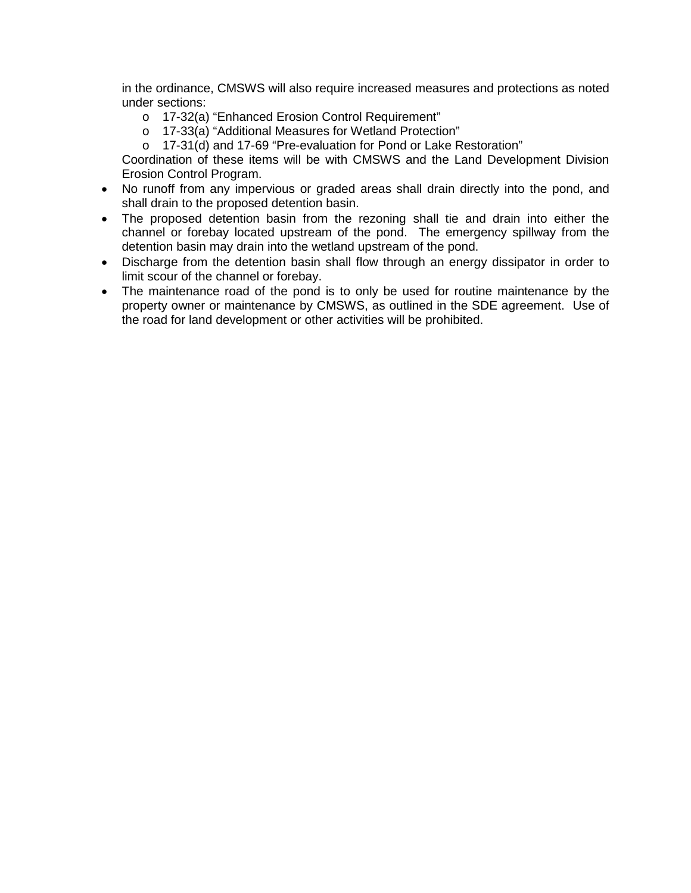in the ordinance, CMSWS will also require increased measures and protections as noted under sections:

  - 17-32(a) "Enhanced Erosion Control Requirement"
  - 17-33(a) "Additional Measures for Wetland Protection"
  - 17-31(d) and 17-69 "Pre-evaluation for Pond or Lake Restoration"

  Coordination of these items will be with CMSWS and the Land Development Division Erosion Control Program.

- No runoff from any impervious or graded areas shall drain directly into the pond, and shall drain to the proposed detention basin.
- The proposed detention basin from the rezoning shall tie and drain into either the channel or forebay located upstream of the pond. The emergency spillway from the detention basin may drain into the wetland upstream of the pond.
- Discharge from the detention basin shall flow through an energy dissipator in order to limit scour of the channel or forebay.
- The maintenance road of the pond is to only be used for routine maintenance by the property owner or maintenance by CMSWS, as outlined in the SDE agreement. Use of the road for land development or other activities will be prohibited.